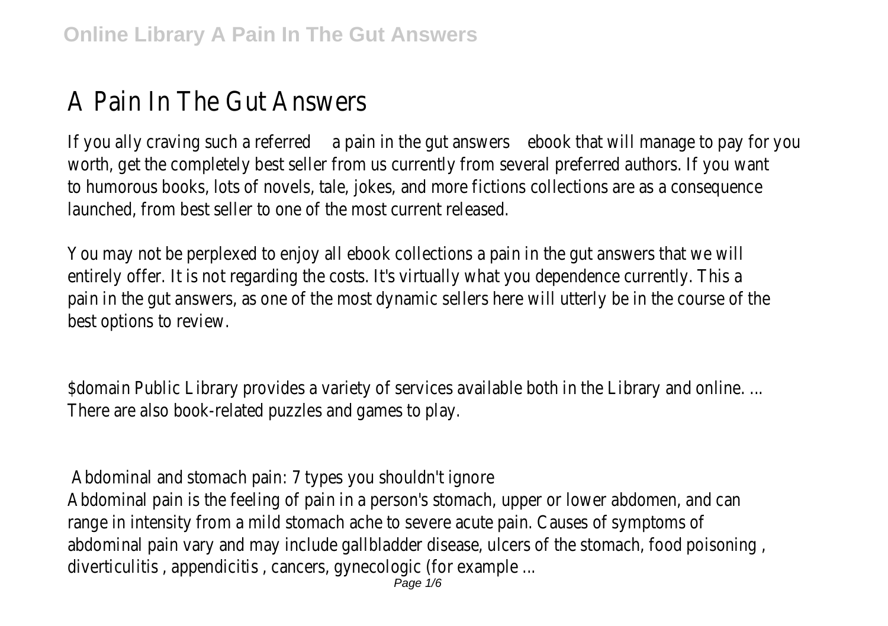# A Pain In The Gut Answers

If you ally craving such a referred a pain in the gut answers ebook that will manage to pay for you worth, get the completely best seller from us currently from several preferred authors. If you want to humorous books, lots of novels, tale, jokes, and more fictions collections are as a consequence launched, from best seller to one of the most current released.

You may not be perplexed to enjoy all ebook collections a pain in the gut answers that we will entirely offer. It is not regarding the costs. It's virtually what you dependence currently. This a pain in the gut answers, as one of the most dynamic sellers here will utterly be in the course of the best options to review.

$domain Public Library provides a variety of services available both in the Library and online. ... There are also book-related puzzles and games to play.

## Abdominal and stomach pain: 7 types you shouldn't ignore

Abdominal pain is the feeling of pain in a person's stomach, upper or lower abdomen, and can range in intensity from a mild stomach ache to severe acute pain. Causes of symptoms of abdominal pain vary and may include gallbladder disease, ulcers of the stomach, food poisoning , diverticulitis , appendicitis , cancers, gynecologic (for example ...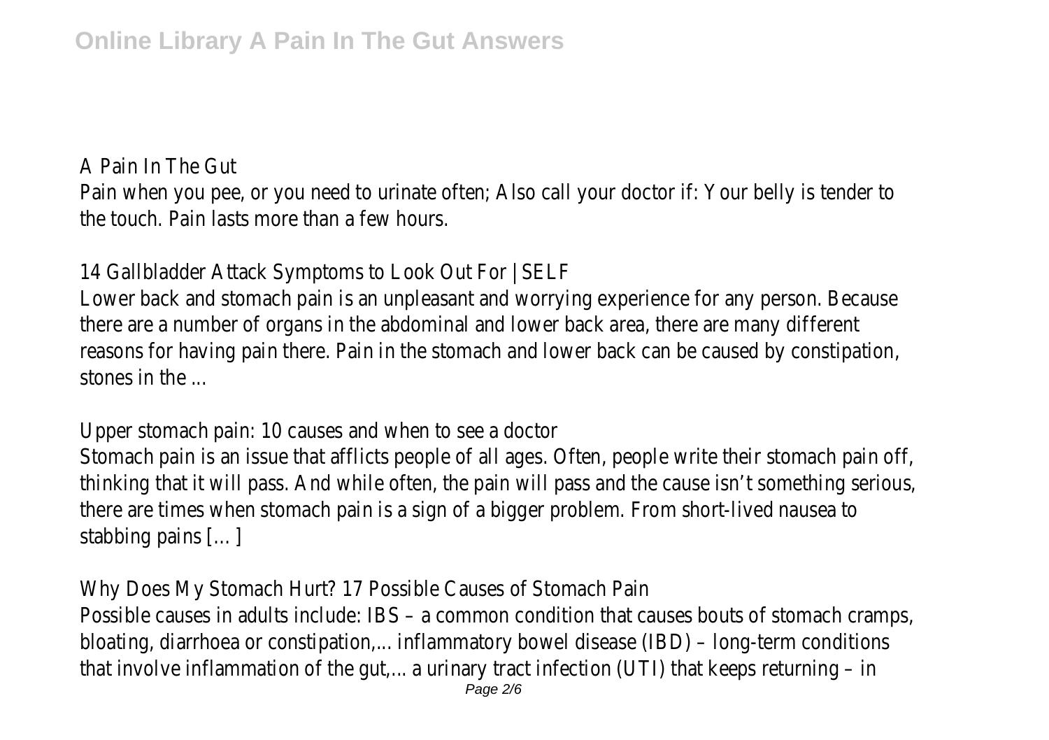A Pain In The Gut

Pain when you pee, or you need to urinate often; Also call your doctor if: Your belly is tender to the touch. Pain lasts more than a few hours.

14 Gallbladder Attack Symptoms to Look Out For | SELF

Lower back and stomach pain is an unpleasant and worrying experience for any person. Because there are a number of organs in the abdominal and lower back area, there are many different reasons for having pain there. Pain in the stomach and lower back can be caused by constipation, stones in the ...

Upper stomach pain: 10 causes and when to see a doctor

Stomach pain is an issue that afflicts people of all ages. Often, people write their stomach pain off, thinking that it will pass. And while often, the pain will pass and the cause isn't something serious, there are times when stomach pain is a sign of a bigger problem. From short-lived nausea to stabbing pains […]

Why Does My Stomach Hurt? 17 Possible Causes of Stomach Pain

Possible causes in adults include: IBS – a common condition that causes bouts of stomach cramps, bloating, diarrhoea or constipation,... inflammatory bowel disease (IBD) – long-term conditions that involve inflammation of the gut,... a urinary tract infection (UTI) that keeps returning – in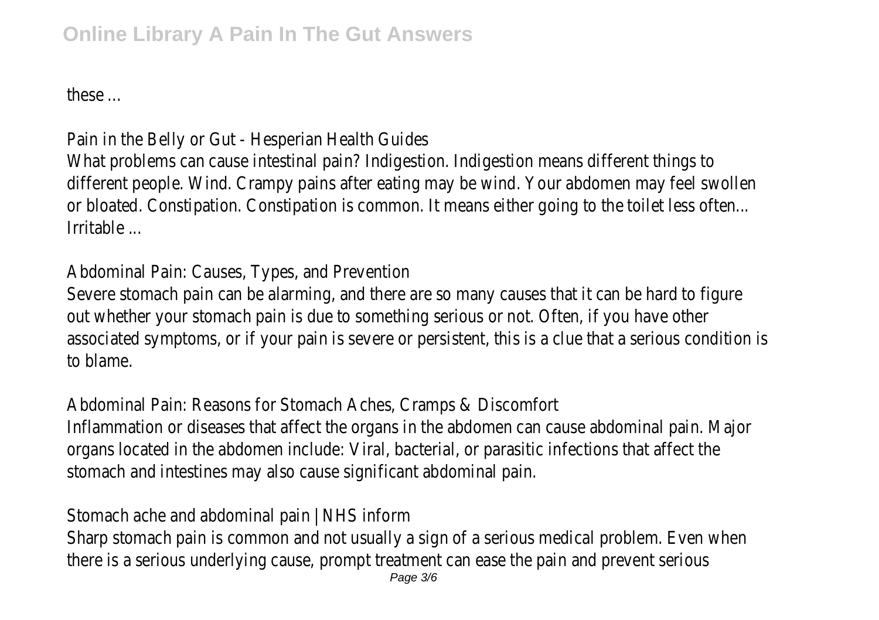these ...

Pain in the Belly or Gut - Hesperian Health Guides

What problems can cause intestinal pain? Indigestion. Indigestion means different things to different people. Wind. Crampy pains after eating may be wind. Your abdomen may feel swollen or bloated. Constipation. Constipation is common. It means either going to the toilet less often... Irritable ...

Abdominal Pain: Causes, Types, and Prevention

Severe stomach pain can be alarming, and there are so many causes that it can be hard to figure out whether your stomach pain is due to something serious or not. Often, if you have other associated symptoms, or if your pain is severe or persistent, this is a clue that a serious condition is to blame.

Abdominal Pain: Reasons for Stomach Aches, Cramps & Discomfort

Inflammation or diseases that affect the organs in the abdomen can cause abdominal pain. Major organs located in the abdomen include: Viral, bacterial, or parasitic infections that affect the stomach and intestines may also cause significant abdominal pain.

Stomach ache and abdominal pain | NHS inform

Sharp stomach pain is common and not usually a sign of a serious medical problem. Even when there is a serious underlying cause, prompt treatment can ease the pain and prevent serious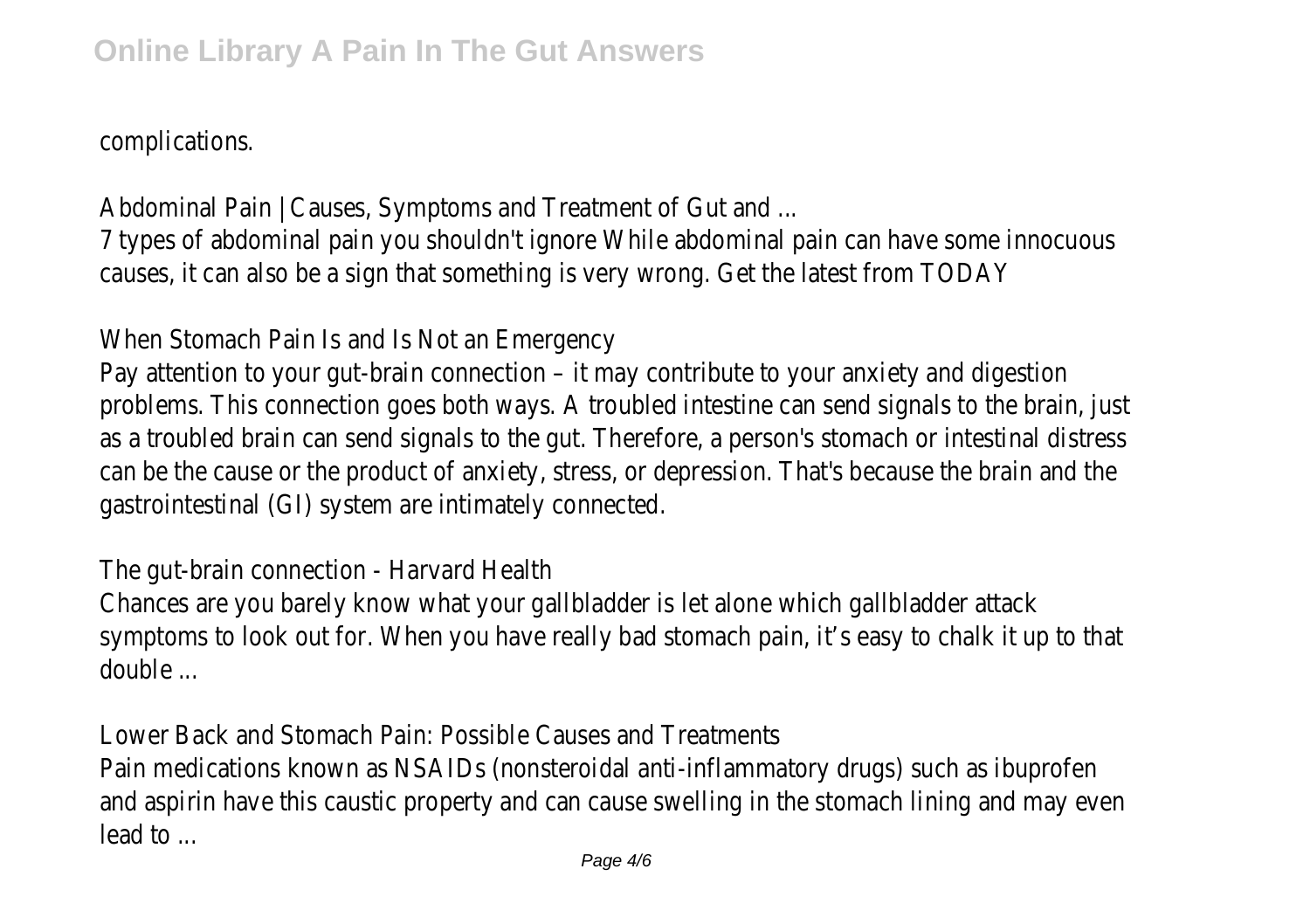complications.

Abdominal Pain | Causes, Symptoms and Treatment of Gut and ...

7 types of abdominal pain you shouldn't ignore While abdominal pain can have some innocuous causes, it can also be a sign that something is very wrong. Get the latest from TODAY

When Stomach Pain Is and Is Not an Emergency

Pay attention to your gut-brain connection – it may contribute to your anxiety and digestion problems. This connection goes both ways. A troubled intestine can send signals to the brain, just as a troubled brain can send signals to the gut. Therefore, a person's stomach or intestinal distress can be the cause or the product of anxiety, stress, or depression. That's because the brain and the gastrointestinal (GI) system are intimately connected.

The gut-brain connection - Harvard Health

Chances are you barely know what your gallbladder is let alone which gallbladder attack symptoms to look out for. When you have really bad stomach pain, it's easy to chalk it up to that double ...

Lower Back and Stomach Pain: Possible Causes and Treatments

Pain medications known as NSAIDs (nonsteroidal anti-inflammatory drugs) such as ibuprofen and aspirin have this caustic property and can cause swelling in the stomach lining and may even lead to ...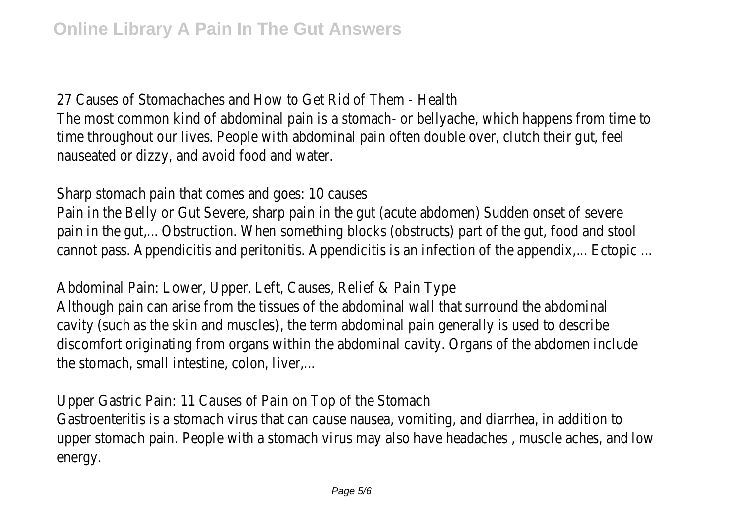27 Causes of Stomachaches and How to Get Rid of Them - Health

The most common kind of abdominal pain is a stomach- or bellyache, which happens from time to time throughout our lives. People with abdominal pain often double over, clutch their gut, feel nauseated or dizzy, and avoid food and water.

Sharp stomach pain that comes and goes: 10 causes

Pain in the Belly or Gut Severe, sharp pain in the gut (acute abdomen) Sudden onset of severe pain in the gut,... Obstruction. When something blocks (obstructs) part of the gut, food and stool cannot pass. Appendicitis and peritonitis. Appendicitis is an infection of the appendix,... Ectopic ...

Abdominal Pain: Lower, Upper, Left, Causes, Relief & Pain Type

Although pain can arise from the tissues of the abdominal wall that surround the abdominal cavity (such as the skin and muscles), the term abdominal pain generally is used to describe discomfort originating from organs within the abdominal cavity. Organs of the abdomen include the stomach, small intestine, colon, liver,...

Upper Gastric Pain: 11 Causes of Pain on Top of the Stomach

Gastroenteritis is a stomach virus that can cause nausea, vomiting, and diarrhea, in addition to upper stomach pain. People with a stomach virus may also have headaches , muscle aches, and low energy.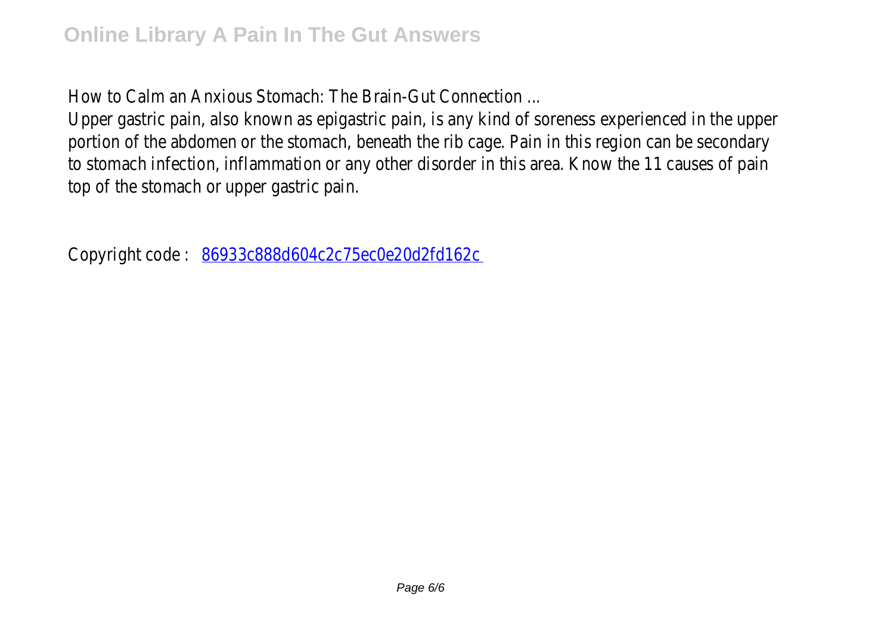How to Calm an Anxious Stomach: The Brain-Gut Connection ...

Upper gastric pain, also known as epigastric pain, is any kind of soreness experienced in the upper portion of the abdomen or the stomach, beneath the rib cage. Pain in this region can be secondary to stomach infection, inflammation or any other disorder in this area. Know the 11 causes of pain top of the stomach or upper gastric pain.

Copyright code : 86933c888d604c2c75ec0e20d2fd162c